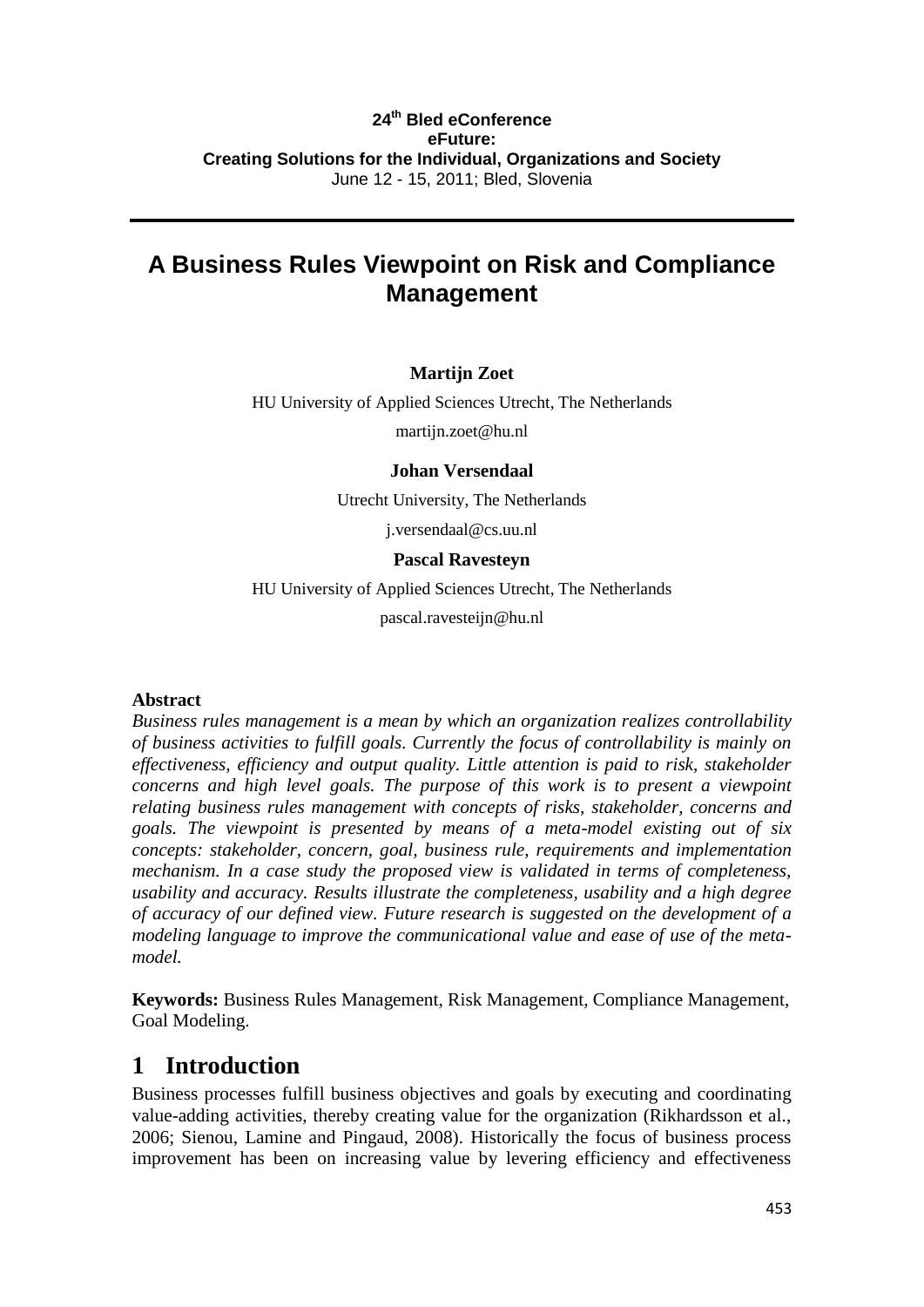**24[th] Bled eConference**
**eFuture:**
**Creating Solutions for the Individual, Organizations and Society**
June 12 - 15, 2011; Bled, Slovenia

# A Business Rules Viewpoint on Risk and Compliance Management

**Martijn Zoet**

HU University of Applied Sciences Utrecht, The Netherlands

martijn.zoet@hu.nl

**Johan Versendaal**

Utrecht University, The Netherlands

j.versendaal@cs.uu.nl

**Pascal Ravesteyn**

HU University of Applied Sciences Utrecht, The Netherlands

pascal.ravesteijn@hu.nl

**Abstract**

*Business rules management is a mean by which an organization realizes controllability of business activities to fulfill goals. Currently the focus of controllability is mainly on effectiveness, efficiency and output quality. Little attention is paid to risk, stakeholder concerns and high level goals. The purpose of this work is to present a viewpoint relating business rules management with concepts of risks, stakeholder, concerns and goals. The viewpoint is presented by means of a meta-model existing out of six concepts: stakeholder, concern, goal, business rule, requirements and implementation mechanism. In a case study the proposed view is validated in terms of completeness, usability and accuracy. Results illustrate the completeness, usability and a high degree of accuracy of our defined view. Future research is suggested on the development of a modeling language to improve the communicational value and ease of use of the meta-model.*

**Keywords:** Business Rules Management, Risk Management, Compliance Management, Goal Modeling.

## 1 Introduction

Business processes fulfill business objectives and goals by executing and coordinating value-adding activities, thereby creating value for the organization (Rikhardsson et al., 2006; Sienou, Lamine and Pingaud, 2008). Historically the focus of business process improvement has been on increasing value by levering efficiency and effectiveness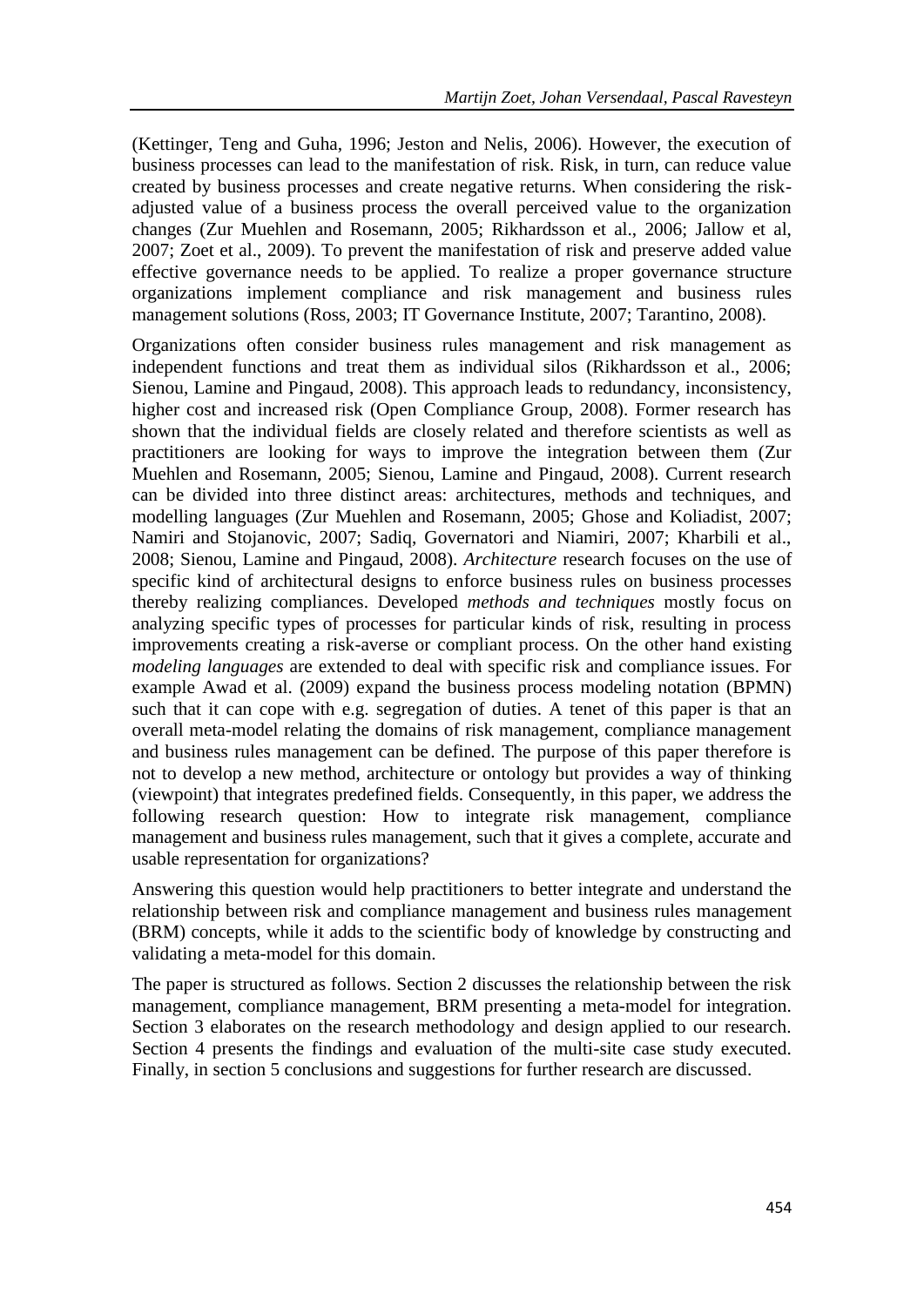(Kettinger, Teng and Guha, 1996; Jeston and Nelis, 2006). However, the execution of business processes can lead to the manifestation of risk. Risk, in turn, can reduce value created by business processes and create negative returns. When considering the risk-adjusted value of a business process the overall perceived value to the organization changes (Zur Muehlen and Rosemann, 2005; Rikhardsson et al., 2006; Jallow et al, 2007; Zoet et al., 2009). To prevent the manifestation of risk and preserve added value effective governance needs to be applied. To realize a proper governance structure organizations implement compliance and risk management and business rules management solutions (Ross, 2003; IT Governance Institute, 2007; Tarantino, 2008).

Organizations often consider business rules management and risk management as independent functions and treat them as individual silos (Rikhardsson et al., 2006; Sienou, Lamine and Pingaud, 2008). This approach leads to redundancy, inconsistency, higher cost and increased risk (Open Compliance Group, 2008). Former research has shown that the individual fields are closely related and therefore scientists as well as practitioners are looking for ways to improve the integration between them (Zur Muehlen and Rosemann, 2005; Sienou, Lamine and Pingaud, 2008). Current research can be divided into three distinct areas: architectures, methods and techniques, and modelling languages (Zur Muehlen and Rosemann, 2005; Ghose and Koliadist, 2007; Namiri and Stojanovic, 2007; Sadiq, Governatori and Niamiri, 2007; Kharbili et al., 2008; Sienou, Lamine and Pingaud, 2008). *Architecture* research focuses on the use of specific kind of architectural designs to enforce business rules on business processes thereby realizing compliances. Developed *methods and techniques* mostly focus on analyzing specific types of processes for particular kinds of risk, resulting in process improvements creating a risk-averse or compliant process. On the other hand existing *modeling languages* are extended to deal with specific risk and compliance issues. For example Awad et al. (2009) expand the business process modeling notation (BPMN) such that it can cope with e.g. segregation of duties. A tenet of this paper is that an overall meta-model relating the domains of risk management, compliance management and business rules management can be defined. The purpose of this paper therefore is not to develop a new method, architecture or ontology but provides a way of thinking (viewpoint) that integrates predefined fields. Consequently, in this paper, we address the following research question: How to integrate risk management, compliance management and business rules management, such that it gives a complete, accurate and usable representation for organizations?

Answering this question would help practitioners to better integrate and understand the relationship between risk and compliance management and business rules management (BRM) concepts, while it adds to the scientific body of knowledge by constructing and validating a meta-model for this domain.

The paper is structured as follows. Section 2 discusses the relationship between the risk management, compliance management, BRM presenting a meta-model for integration. Section 3 elaborates on the research methodology and design applied to our research. Section 4 presents the findings and evaluation of the multi-site case study executed. Finally, in section 5 conclusions and suggestions for further research are discussed.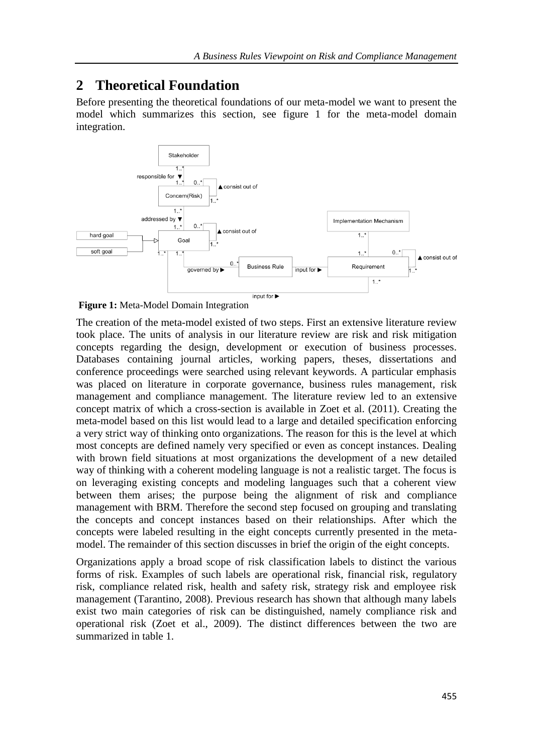## 2 Theoretical Foundation

Before presenting the theoretical foundations of our meta-model we want to present the model which summarizes this section, see figure 1 for the meta-model domain integration.

**Figure 1:** Meta-Model Domain Integration

The creation of the meta-model existed of two steps. First an extensive literature review took place. The units of analysis in our literature review are risk and risk mitigation concepts regarding the design, development or execution of business processes. Databases containing journal articles, working papers, theses, dissertations and conference proceedings were searched using relevant keywords. A particular emphasis was placed on literature in corporate governance, business rules management, risk management and compliance management. The literature review led to an extensive concept matrix of which a cross-section is available in Zoet et al. (2011). Creating the meta-model based on this list would lead to a large and detailed specification enforcing a very strict way of thinking onto organizations. The reason for this is the level at which most concepts are defined namely very specified or even as concept instances. Dealing with brown field situations at most organizations the development of a new detailed way of thinking with a coherent modeling language is not a realistic target. The focus is on leveraging existing concepts and modeling languages such that a coherent view between them arises; the purpose being the alignment of risk and compliance management with BRM. Therefore the second step focused on grouping and translating the concepts and concept instances based on their relationships. After which the concepts were labeled resulting in the eight concepts currently presented in the meta-model. The remainder of this section discusses in brief the origin of the eight concepts.

Organizations apply a broad scope of risk classification labels to distinct the various forms of risk. Examples of such labels are operational risk, financial risk, regulatory risk, compliance related risk, health and safety risk, strategy risk and employee risk management (Tarantino, 2008). Previous research has shown that although many labels exist two main categories of risk can be distinguished, namely compliance risk and operational risk (Zoet et al., 2009). The distinct differences between the two are summarized in table 1.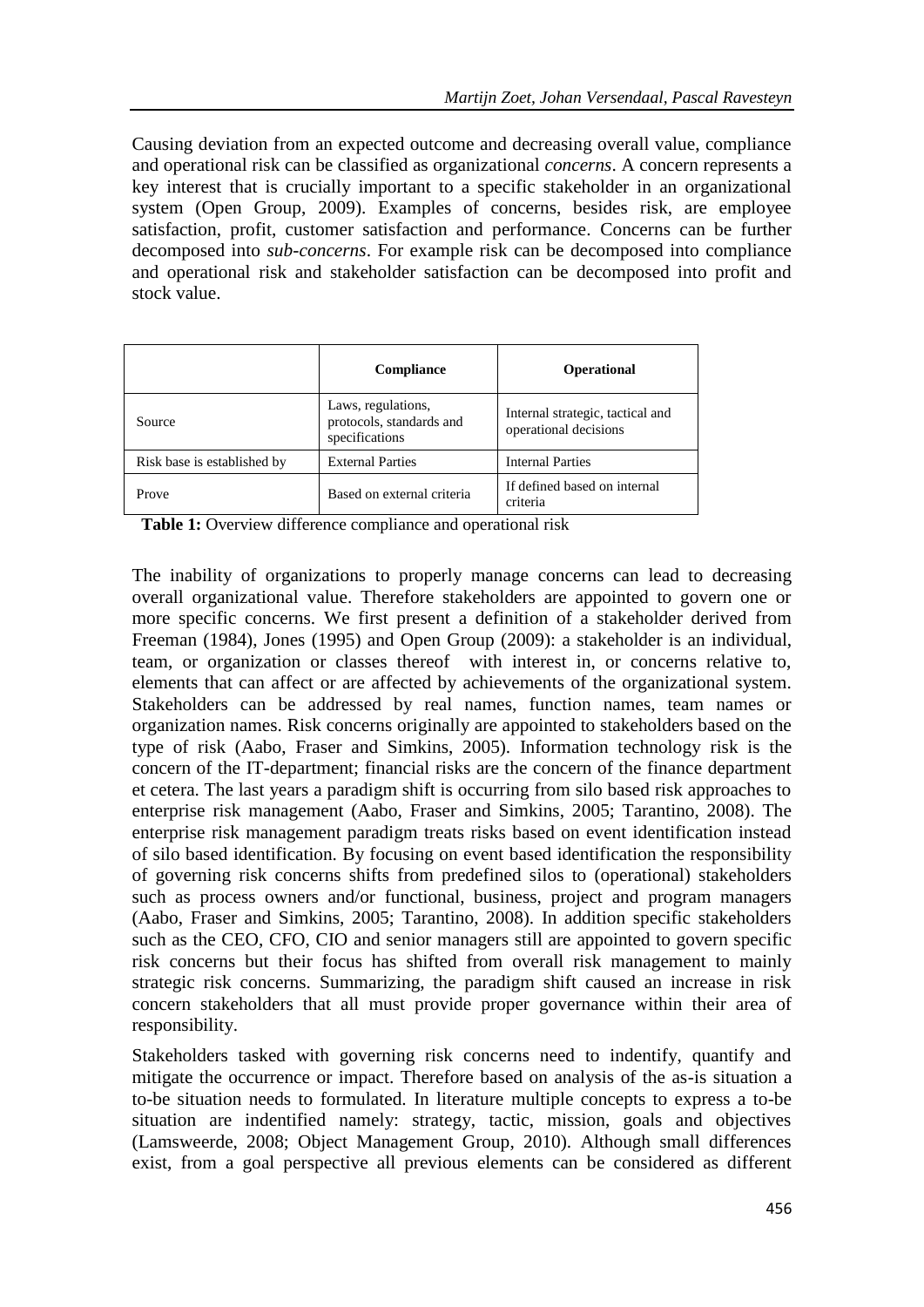Causing deviation from an expected outcome and decreasing overall value, compliance and operational risk can be classified as organizational *concerns*. A concern represents a key interest that is crucially important to a specific stakeholder in an organizational system (Open Group, 2009). Examples of concerns, besides risk, are employee satisfaction, profit, customer satisfaction and performance. Concerns can be further decomposed into *sub-concerns*. For example risk can be decomposed into compliance and operational risk and stakeholder satisfaction can be decomposed into profit and stock value.

| | **Compliance** | **Operational** |
|---|---|---|
| Source | Laws, regulations, protocols, standards and specifications | Internal strategic, tactical and operational decisions |
| Risk base is established by | External Parties | Internal Parties |
| Prove | Based on external criteria | If defined based on internal criteria |

**Table 1:** Overview difference compliance and operational risk

The inability of organizations to properly manage concerns can lead to decreasing overall organizational value. Therefore stakeholders are appointed to govern one or more specific concerns. We first present a definition of a stakeholder derived from Freeman (1984), Jones (1995) and Open Group (2009): a stakeholder is an individual, team, or organization or classes thereof with interest in, or concerns relative to, elements that can affect or are affected by achievements of the organizational system. Stakeholders can be addressed by real names, function names, team names or organization names. Risk concerns originally are appointed to stakeholders based on the type of risk (Aabo, Fraser and Simkins, 2005). Information technology risk is the concern of the IT-department; financial risks are the concern of the finance department et cetera. The last years a paradigm shift is occurring from silo based risk approaches to enterprise risk management (Aabo, Fraser and Simkins, 2005; Tarantino, 2008). The enterprise risk management paradigm treats risks based on event identification instead of silo based identification. By focusing on event based identification the responsibility of governing risk concerns shifts from predefined silos to (operational) stakeholders such as process owners and/or functional, business, project and program managers (Aabo, Fraser and Simkins, 2005; Tarantino, 2008). In addition specific stakeholders such as the CEO, CFO, CIO and senior managers still are appointed to govern specific risk concerns but their focus has shifted from overall risk management to mainly strategic risk concerns. Summarizing, the paradigm shift caused an increase in risk concern stakeholders that all must provide proper governance within their area of responsibility.

Stakeholders tasked with governing risk concerns need to indentify, quantify and mitigate the occurrence or impact. Therefore based on analysis of the as-is situation a to-be situation needs to formulated. In literature multiple concepts to express a to-be situation are indentified namely: strategy, tactic, mission, goals and objectives (Lamsweerde, 2008; Object Management Group, 2010). Although small differences exist, from a goal perspective all previous elements can be considered as different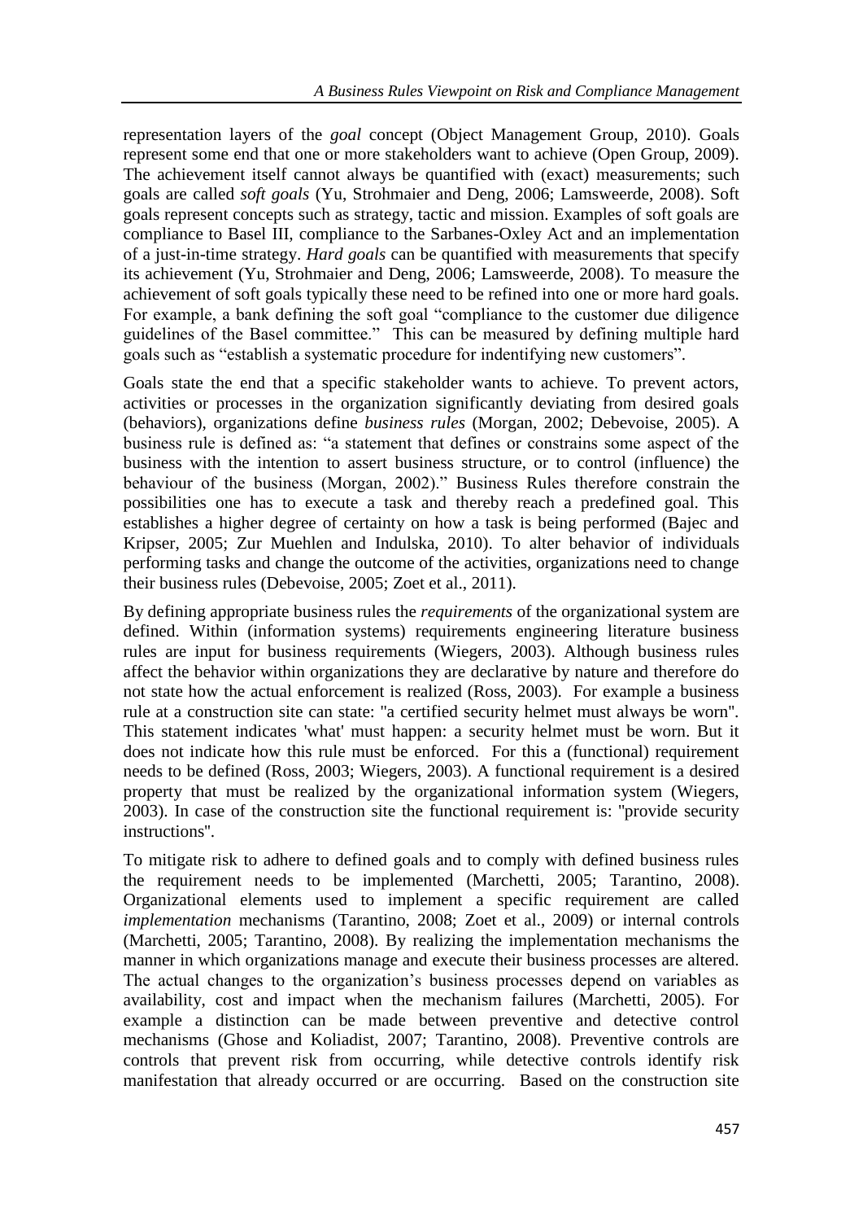representation layers of the *goal* concept (Object Management Group, 2010). Goals represent some end that one or more stakeholders want to achieve (Open Group, 2009). The achievement itself cannot always be quantified with (exact) measurements; such goals are called *soft goals* (Yu, Strohmaier and Deng, 2006; Lamsweerde, 2008). Soft goals represent concepts such as strategy, tactic and mission. Examples of soft goals are compliance to Basel III, compliance to the Sarbanes-Oxley Act and an implementation of a just-in-time strategy. *Hard goals* can be quantified with measurements that specify its achievement (Yu, Strohmaier and Deng, 2006; Lamsweerde, 2008). To measure the achievement of soft goals typically these need to be refined into one or more hard goals. For example, a bank defining the soft goal "compliance to the customer due diligence guidelines of the Basel committee." This can be measured by defining multiple hard goals such as "establish a systematic procedure for indentifying new customers".

Goals state the end that a specific stakeholder wants to achieve. To prevent actors, activities or processes in the organization significantly deviating from desired goals (behaviors), organizations define *business rules* (Morgan, 2002; Debevoise, 2005). A business rule is defined as: "a statement that defines or constrains some aspect of the business with the intention to assert business structure, or to control (influence) the behaviour of the business (Morgan, 2002)." Business Rules therefore constrain the possibilities one has to execute a task and thereby reach a predefined goal. This establishes a higher degree of certainty on how a task is being performed (Bajec and Kripser, 2005; Zur Muehlen and Indulska, 2010). To alter behavior of individuals performing tasks and change the outcome of the activities, organizations need to change their business rules (Debevoise, 2005; Zoet et al., 2011).

By defining appropriate business rules the *requirements* of the organizational system are defined. Within (information systems) requirements engineering literature business rules are input for business requirements (Wiegers, 2003). Although business rules affect the behavior within organizations they are declarative by nature and therefore do not state how the actual enforcement is realized (Ross, 2003). For example a business rule at a construction site can state: "a certified security helmet must always be worn". This statement indicates 'what' must happen: a security helmet must be worn. But it does not indicate how this rule must be enforced. For this a (functional) requirement needs to be defined (Ross, 2003; Wiegers, 2003). A functional requirement is a desired property that must be realized by the organizational information system (Wiegers, 2003). In case of the construction site the functional requirement is: "provide security instructions".

To mitigate risk to adhere to defined goals and to comply with defined business rules the requirement needs to be implemented (Marchetti, 2005; Tarantino, 2008). Organizational elements used to implement a specific requirement are called *implementation* mechanisms (Tarantino, 2008; Zoet et al., 2009) or internal controls (Marchetti, 2005; Tarantino, 2008). By realizing the implementation mechanisms the manner in which organizations manage and execute their business processes are altered. The actual changes to the organization's business processes depend on variables as availability, cost and impact when the mechanism failures (Marchetti, 2005). For example a distinction can be made between preventive and detective control mechanisms (Ghose and Koliadist, 2007; Tarantino, 2008). Preventive controls are controls that prevent risk from occurring, while detective controls identify risk manifestation that already occurred or are occurring. Based on the construction site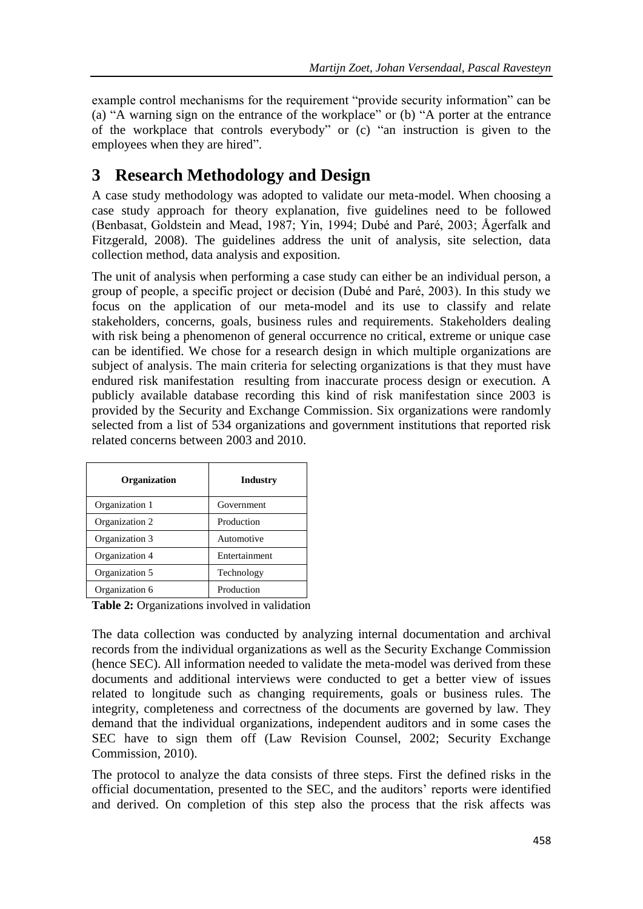example control mechanisms for the requirement "provide security information" can be (a) "A warning sign on the entrance of the workplace" or (b) "A porter at the entrance of the workplace that controls everybody" or (c) "an instruction is given to the employees when they are hired".

## 3 Research Methodology and Design

A case study methodology was adopted to validate our meta-model. When choosing a case study approach for theory explanation, five guidelines need to be followed (Benbasat, Goldstein and Mead, 1987; Yin, 1994; Dubé and Paré, 2003; Ågerfalk and Fitzgerald, 2008). The guidelines address the unit of analysis, site selection, data collection method, data analysis and exposition.

The unit of analysis when performing a case study can either be an individual person, a group of people, a specific project or decision (Dubé and Paré, 2003). In this study we focus on the application of our meta-model and its use to classify and relate stakeholders, concerns, goals, business rules and requirements. Stakeholders dealing with risk being a phenomenon of general occurrence no critical, extreme or unique case can be identified. We chose for a research design in which multiple organizations are subject of analysis. The main criteria for selecting organizations is that they must have endured risk manifestation resulting from inaccurate process design or execution. A publicly available database recording this kind of risk manifestation since 2003 is provided by the Security and Exchange Commission. Six organizations were randomly selected from a list of 534 organizations and government institutions that reported risk related concerns between 2003 and 2010.

| Organization | Industry |
|---|---|
| Organization 1 | Government |
| Organization 2 | Production |
| Organization 3 | Automotive |
| Organization 4 | Entertainment |
| Organization 5 | Technology |
| Organization 6 | Production |

**Table 2:** Organizations involved in validation

The data collection was conducted by analyzing internal documentation and archival records from the individual organizations as well as the Security Exchange Commission (hence SEC). All information needed to validate the meta-model was derived from these documents and additional interviews were conducted to get a better view of issues related to longitude such as changing requirements, goals or business rules. The integrity, completeness and correctness of the documents are governed by law. They demand that the individual organizations, independent auditors and in some cases the SEC have to sign them off (Law Revision Counsel, 2002; Security Exchange Commission, 2010).

The protocol to analyze the data consists of three steps. First the defined risks in the official documentation, presented to the SEC, and the auditors' reports were identified and derived. On completion of this step also the process that the risk affects was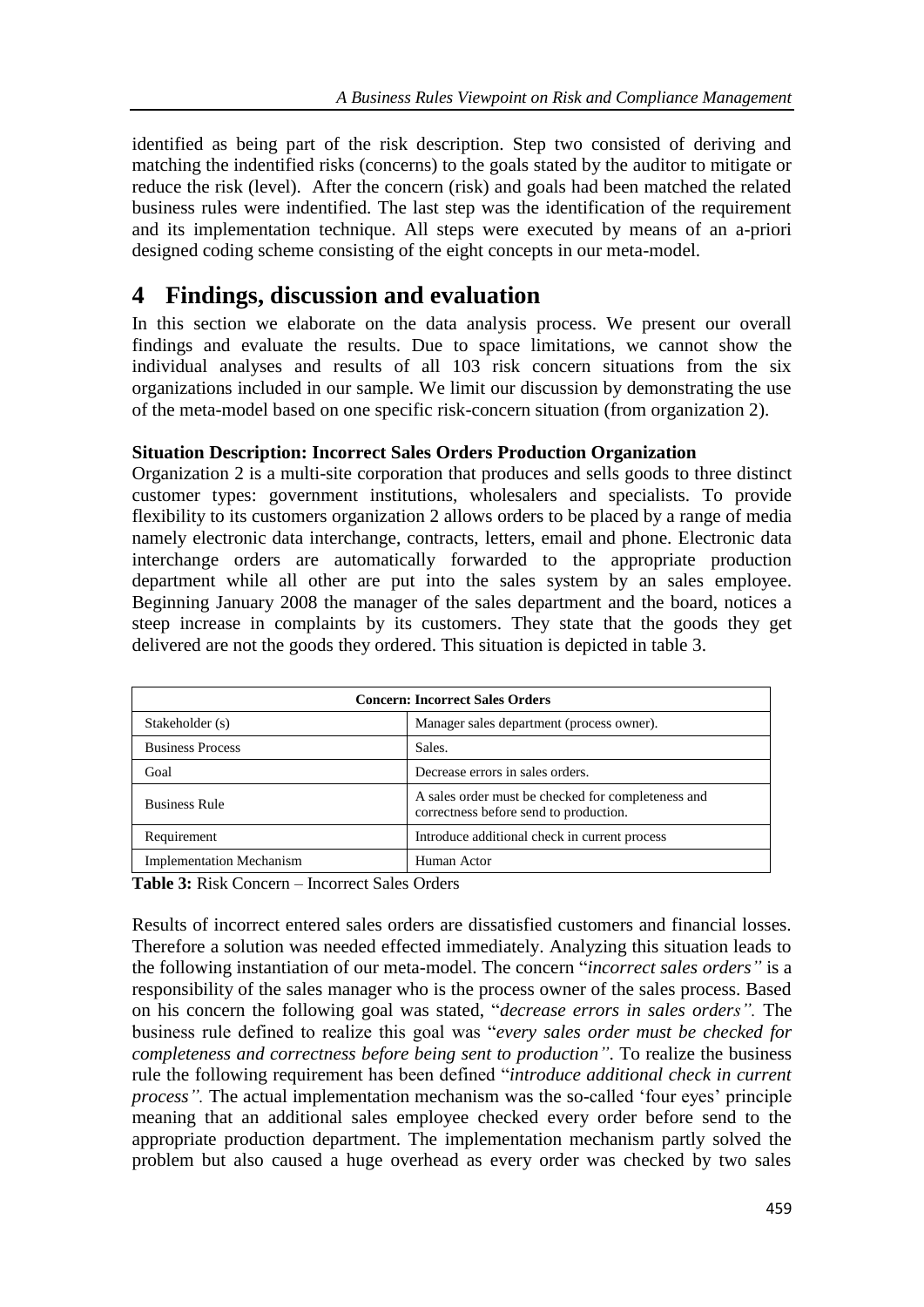identified as being part of the risk description. Step two consisted of deriving and matching the indentified risks (concerns) to the goals stated by the auditor to mitigate or reduce the risk (level). After the concern (risk) and goals had been matched the related business rules were indentified. The last step was the identification of the requirement and its implementation technique. All steps were executed by means of an a-priori designed coding scheme consisting of the eight concepts in our meta-model.

# 4 Findings, discussion and evaluation

In this section we elaborate on the data analysis process. We present our overall findings and evaluate the results. Due to space limitations, we cannot show the individual analyses and results of all 103 risk concern situations from the six organizations included in our sample. We limit our discussion by demonstrating the use of the meta-model based on one specific risk-concern situation (from organization 2).

**Situation Description: Incorrect Sales Orders Production Organization**

Organization 2 is a multi-site corporation that produces and sells goods to three distinct customer types: government institutions, wholesalers and specialists. To provide flexibility to its customers organization 2 allows orders to be placed by a range of media namely electronic data interchange, contracts, letters, email and phone. Electronic data interchange orders are automatically forwarded to the appropriate production department while all other are put into the sales system by an sales employee. Beginning January 2008 the manager of the sales department and the board, notices a steep increase in complaints by its customers. They state that the goods they get delivered are not the goods they ordered. This situation is depicted in table 3.

| **Concern: Incorrect Sales Orders** | |
|---|---|
| Stakeholder (s) | Manager sales department (process owner). |
| Business Process | Sales. |
| Goal | Decrease errors in sales orders. |
| Business Rule | A sales order must be checked for completeness and correctness before send to production. |
| Requirement | Introduce additional check in current process |
| Implementation Mechanism | Human Actor |

**Table 3:** Risk Concern – Incorrect Sales Orders

Results of incorrect entered sales orders are dissatisfied customers and financial losses. Therefore a solution was needed effected immediately. Analyzing this situation leads to the following instantiation of our meta-model. The concern "*incorrect sales orders"* is a responsibility of the sales manager who is the process owner of the sales process. Based on his concern the following goal was stated, "*decrease errors in sales orders".* The business rule defined to realize this goal was "*every sales order must be checked for completeness and correctness before being sent to production"*. To realize the business rule the following requirement has been defined "*introduce additional check in current process".* The actual implementation mechanism was the so-called 'four eyes' principle meaning that an additional sales employee checked every order before send to the appropriate production department. The implementation mechanism partly solved the problem but also caused a huge overhead as every order was checked by two sales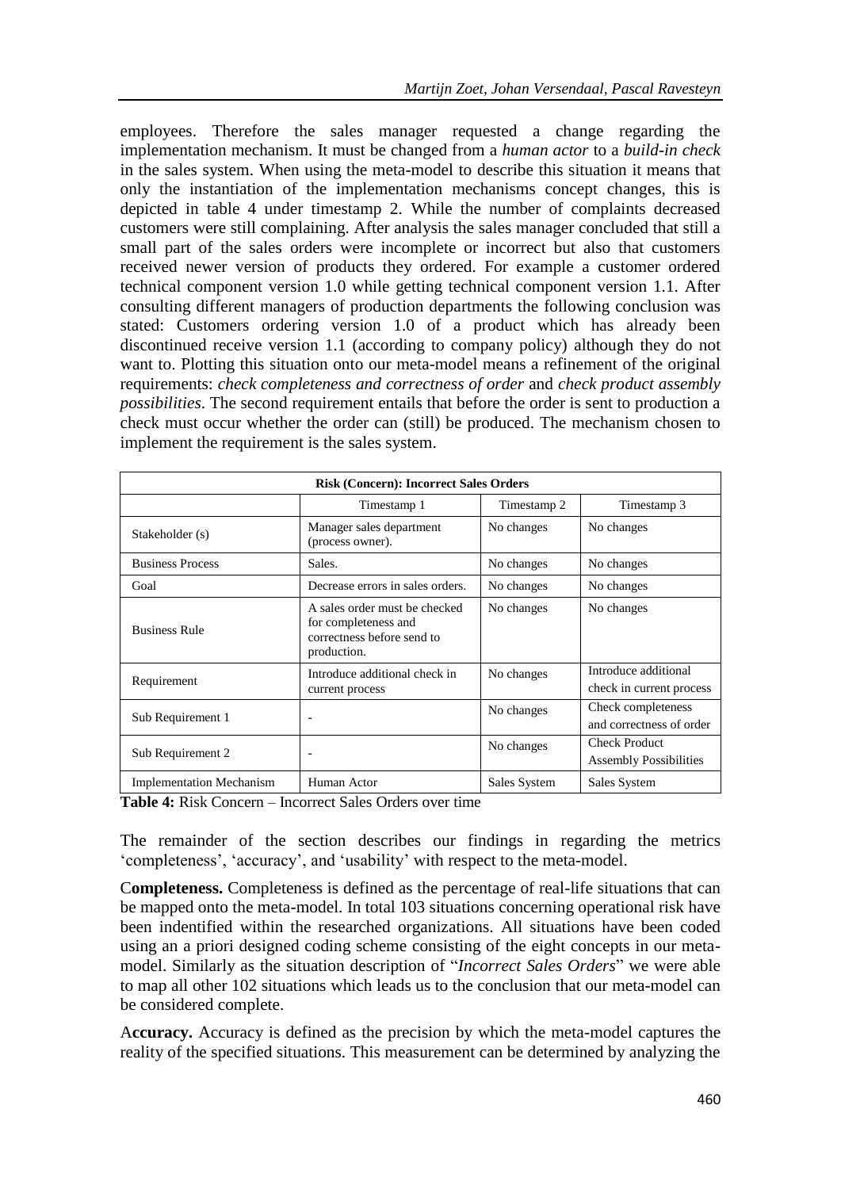employees. Therefore the sales manager requested a change regarding the implementation mechanism. It must be changed from a *human actor* to a *build-in check* in the sales system. When using the meta-model to describe this situation it means that only the instantiation of the implementation mechanisms concept changes, this is depicted in table 4 under timestamp 2. While the number of complaints decreased customers were still complaining. After analysis the sales manager concluded that still a small part of the sales orders were incomplete or incorrect but also that customers received newer version of products they ordered. For example a customer ordered technical component version 1.0 while getting technical component version 1.1. After consulting different managers of production departments the following conclusion was stated: Customers ordering version 1.0 of a product which has already been discontinued receive version 1.1 (according to company policy) although they do not want to. Plotting this situation onto our meta-model means a refinement of the original requirements: *check completeness and correctness of order* and *check product assembly possibilities*. The second requirement entails that before the order is sent to production a check must occur whether the order can (still) be produced. The mechanism chosen to implement the requirement is the sales system.

| **Risk (Concern): Incorrect Sales Orders** | | | |
|---|---|---|---|
| | Timestamp 1 | Timestamp 2 | Timestamp 3 |
| Stakeholder (s) | Manager sales department (process owner). | No changes | No changes |
| Business Process | Sales. | No changes | No changes |
| Goal | Decrease errors in sales orders. | No changes | No changes |
| Business Rule | A sales order must be checked for completeness and correctness before send to production. | No changes | No changes |
| Requirement | Introduce additional check in current process | No changes | Introduce additional check in current process |
| Sub Requirement 1 | - | No changes | Check completeness and correctness of order |
| Sub Requirement 2 | - | No changes | Check Product Assembly Possibilities |
| Implementation Mechanism | Human Actor | Sales System | Sales System |

**Table 4:** Risk Concern – Incorrect Sales Orders over time

The remainder of the section describes our findings in regarding the metrics 'completeness', 'accuracy', and 'usability' with respect to the meta-model.

**Completeness.** Completeness is defined as the percentage of real-life situations that can be mapped onto the meta-model. In total 103 situations concerning operational risk have been indentified within the researched organizations. All situations have been coded using an a priori designed coding scheme consisting of the eight concepts in our meta-model. Similarly as the situation description of "*Incorrect Sales Orders*" we were able to map all other 102 situations which leads us to the conclusion that our meta-model can be considered complete.

**Accuracy.** Accuracy is defined as the precision by which the meta-model captures the reality of the specified situations. This measurement can be determined by analyzing the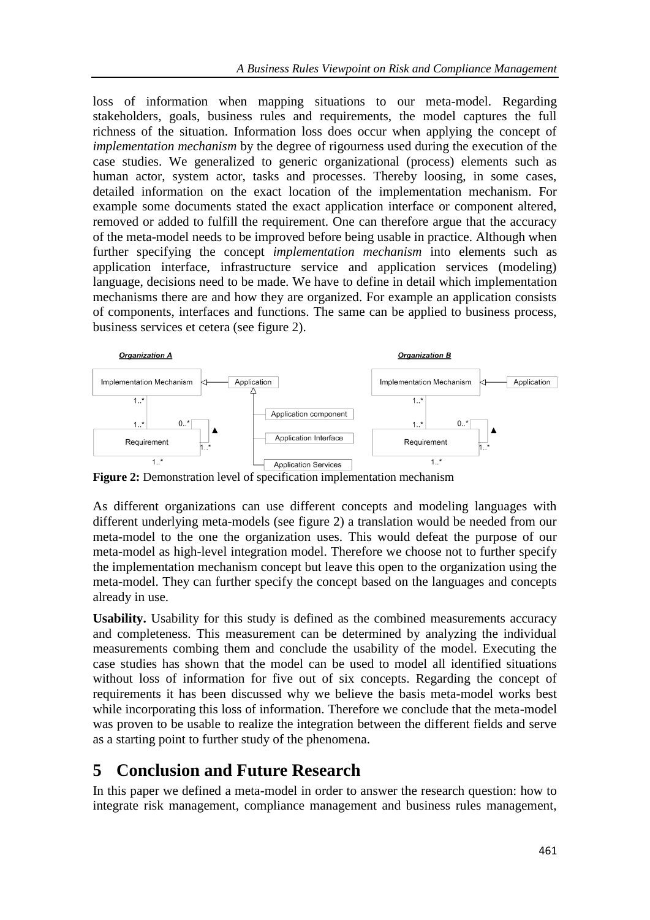loss of information when mapping situations to our meta-model. Regarding stakeholders, goals, business rules and requirements, the model captures the full richness of the situation. Information loss does occur when applying the concept of *implementation mechanism* by the degree of rigourness used during the execution of the case studies. We generalized to generic organizational (process) elements such as human actor, system actor, tasks and processes. Thereby loosing, in some cases, detailed information on the exact location of the implementation mechanism. For example some documents stated the exact application interface or component altered, removed or added to fulfill the requirement. One can therefore argue that the accuracy of the meta-model needs to be improved before being usable in practice. Although when further specifying the concept *implementation mechanism* into elements such as application interface, infrastructure service and application services (modeling) language, decisions need to be made. We have to define in detail which implementation mechanisms there are and how they are organized. For example an application consists of components, interfaces and functions. The same can be applied to business process, business services et cetera (see figure 2).

**Figure 2:** Demonstration level of specification implementation mechanism

As different organizations can use different concepts and modeling languages with different underlying meta-models (see figure 2) a translation would be needed from our meta-model to the one the organization uses. This would defeat the purpose of our meta-model as high-level integration model. Therefore we choose not to further specify the implementation mechanism concept but leave this open to the organization using the meta-model. They can further specify the concept based on the languages and concepts already in use.

**Usability.** Usability for this study is defined as the combined measurements accuracy and completeness. This measurement can be determined by analyzing the individual measurements combing them and conclude the usability of the model. Executing the case studies has shown that the model can be used to model all identified situations without loss of information for five out of six concepts. Regarding the concept of requirements it has been discussed why we believe the basis meta-model works best while incorporating this loss of information. Therefore we conclude that the meta-model was proven to be usable to realize the integration between the different fields and serve as a starting point to further study of the phenomena.

## 5 Conclusion and Future Research

In this paper we defined a meta-model in order to answer the research question: how to integrate risk management, compliance management and business rules management,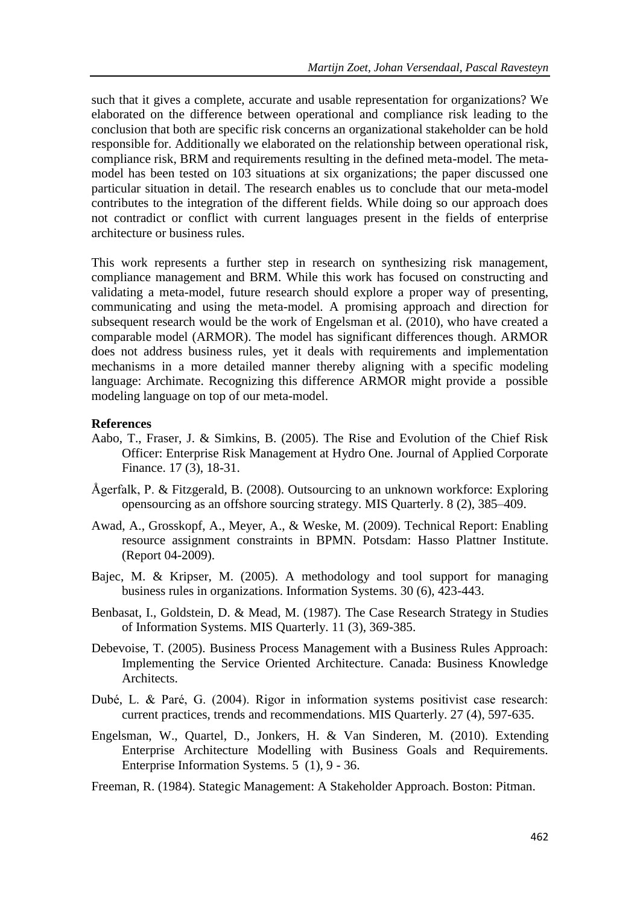such that it gives a complete, accurate and usable representation for organizations? We elaborated on the difference between operational and compliance risk leading to the conclusion that both are specific risk concerns an organizational stakeholder can be hold responsible for. Additionally we elaborated on the relationship between operational risk, compliance risk, BRM and requirements resulting in the defined meta-model. The meta-model has been tested on 103 situations at six organizations; the paper discussed one particular situation in detail. The research enables us to conclude that our meta-model contributes to the integration of the different fields. While doing so our approach does not contradict or conflict with current languages present in the fields of enterprise architecture or business rules.

This work represents a further step in research on synthesizing risk management, compliance management and BRM. While this work has focused on constructing and validating a meta-model, future research should explore a proper way of presenting, communicating and using the meta-model. A promising approach and direction for subsequent research would be the work of Engelsman et al. (2010), who have created a comparable model (ARMOR). The model has significant differences though. ARMOR does not address business rules, yet it deals with requirements and implementation mechanisms in a more detailed manner thereby aligning with a specific modeling language: Archimate. Recognizing this difference ARMOR might provide a possible modeling language on top of our meta-model.

**References**

Aabo, T., Fraser, J. & Simkins, B. (2005). The Rise and Evolution of the Chief Risk Officer: Enterprise Risk Management at Hydro One. Journal of Applied Corporate Finance. 17 (3), 18-31.

Ågerfalk, P. & Fitzgerald, B. (2008). Outsourcing to an unknown workforce: Exploring opensourcing as an offshore sourcing strategy. MIS Quarterly. 8 (2), 385–409.

Awad, A., Grosskopf, A., Meyer, A., & Weske, M. (2009). Technical Report: Enabling resource assignment constraints in BPMN. Potsdam: Hasso Plattner Institute. (Report 04-2009).

Bajec, M. & Kripser, M. (2005). A methodology and tool support for managing business rules in organizations. Information Systems. 30 (6), 423-443.

Benbasat, I., Goldstein, D. & Mead, M. (1987). The Case Research Strategy in Studies of Information Systems. MIS Quarterly. 11 (3), 369-385.

Debevoise, T. (2005). Business Process Management with a Business Rules Approach: Implementing the Service Oriented Architecture. Canada: Business Knowledge Architects.

Dubé, L. & Paré, G. (2004). Rigor in information systems positivist case research: current practices, trends and recommendations. MIS Quarterly. 27 (4), 597-635.

Engelsman, W., Quartel, D., Jonkers, H. & Van Sinderen, M. (2010). Extending Enterprise Architecture Modelling with Business Goals and Requirements. Enterprise Information Systems. 5 (1), 9 - 36.

Freeman, R. (1984). Stategic Management: A Stakeholder Approach. Boston: Pitman.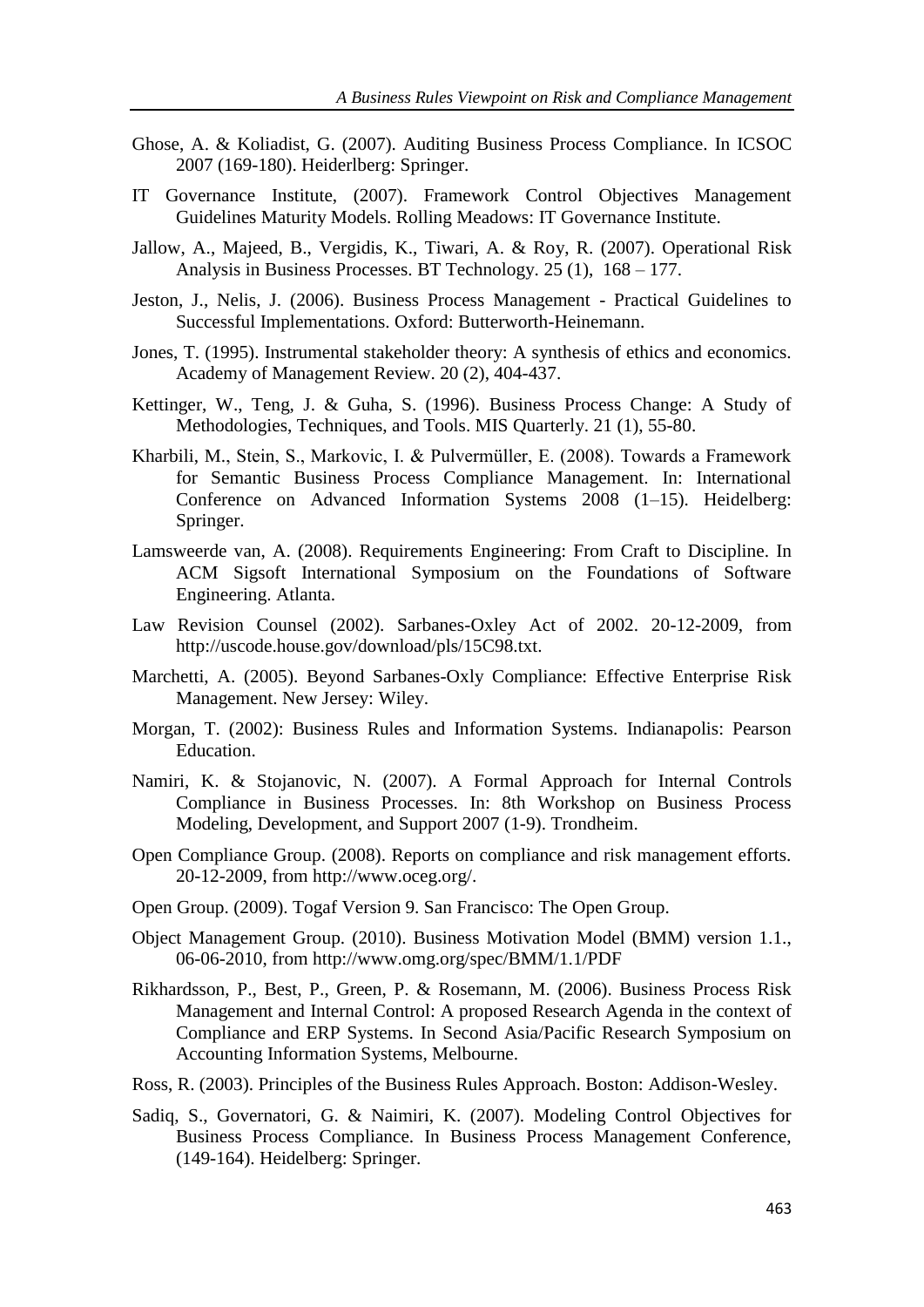Ghose, A. & Koliadist, G. (2007). Auditing Business Process Compliance. In ICSOC 2007 (169-180). Heiderlberg: Springer.

IT Governance Institute, (2007). Framework Control Objectives Management Guidelines Maturity Models. Rolling Meadows: IT Governance Institute.

Jallow, A., Majeed, B., Vergidis, K., Tiwari, A. & Roy, R. (2007). Operational Risk Analysis in Business Processes. BT Technology. 25 (1), 168 – 177.

Jeston, J., Nelis, J. (2006). Business Process Management - Practical Guidelines to Successful Implementations. Oxford: Butterworth-Heinemann.

Jones, T. (1995). Instrumental stakeholder theory: A synthesis of ethics and economics. Academy of Management Review. 20 (2), 404-437.

Kettinger, W., Teng, J. & Guha, S. (1996). Business Process Change: A Study of Methodologies, Techniques, and Tools. MIS Quarterly. 21 (1), 55-80.

Kharbili, M., Stein, S., Markovic, I. & Pulvermüller, E. (2008). Towards a Framework for Semantic Business Process Compliance Management. In: International Conference on Advanced Information Systems 2008 (1–15). Heidelberg: Springer.

Lamsweerde van, A. (2008). Requirements Engineering: From Craft to Discipline. In ACM Sigsoft International Symposium on the Foundations of Software Engineering. Atlanta.

Law Revision Counsel (2002). Sarbanes-Oxley Act of 2002. 20-12-2009, from http://uscode.house.gov/download/pls/15C98.txt.

Marchetti, A. (2005). Beyond Sarbanes-Oxly Compliance: Effective Enterprise Risk Management. New Jersey: Wiley.

Morgan, T. (2002): Business Rules and Information Systems. Indianapolis: Pearson Education.

Namiri, K. & Stojanovic, N. (2007). A Formal Approach for Internal Controls Compliance in Business Processes. In: 8th Workshop on Business Process Modeling, Development, and Support 2007 (1-9). Trondheim.

Open Compliance Group. (2008). Reports on compliance and risk management efforts. 20-12-2009, from http://www.oceg.org/.

Open Group. (2009). Togaf Version 9. San Francisco: The Open Group.

Object Management Group. (2010). Business Motivation Model (BMM) version 1.1., 06-06-2010, from http://www.omg.org/spec/BMM/1.1/PDF

Rikhardsson, P., Best, P., Green, P. & Rosemann, M. (2006). Business Process Risk Management and Internal Control: A proposed Research Agenda in the context of Compliance and ERP Systems. In Second Asia/Pacific Research Symposium on Accounting Information Systems, Melbourne.

Ross, R. (2003). Principles of the Business Rules Approach. Boston: Addison-Wesley.

Sadiq, S., Governatori, G. & Naimiri, K. (2007). Modeling Control Objectives for Business Process Compliance. In Business Process Management Conference, (149-164). Heidelberg: Springer.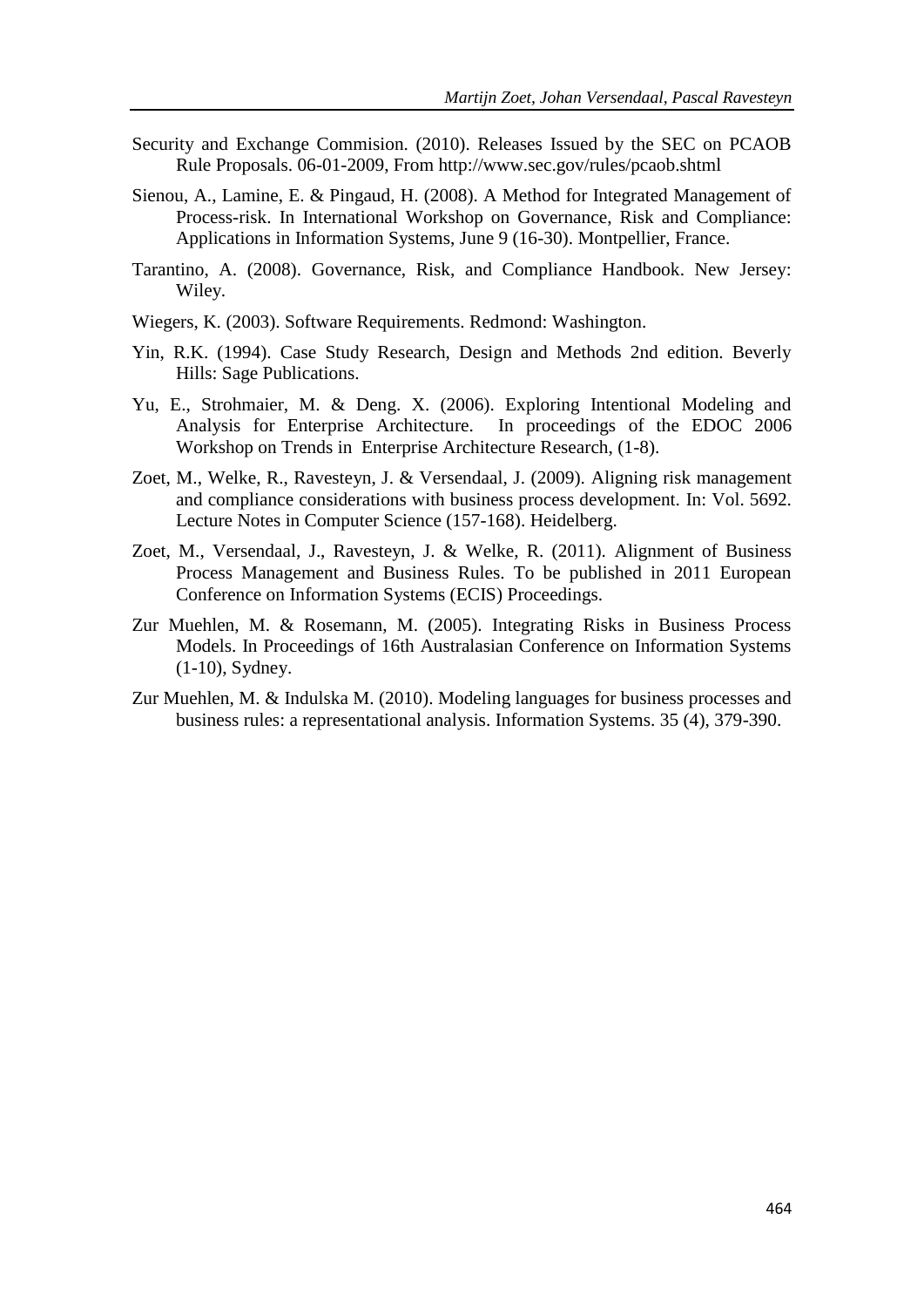Security and Exchange Commision. (2010). Releases Issued by the SEC on PCAOB Rule Proposals. 06-01-2009, From http://www.sec.gov/rules/pcaob.shtml

Sienou, A., Lamine, E. & Pingaud, H. (2008). A Method for Integrated Management of Process-risk. In International Workshop on Governance, Risk and Compliance: Applications in Information Systems, June 9 (16-30). Montpellier, France.

Tarantino, A. (2008). Governance, Risk, and Compliance Handbook. New Jersey: Wiley.

Wiegers, K. (2003). Software Requirements. Redmond: Washington.

Yin, R.K. (1994). Case Study Research, Design and Methods 2nd edition. Beverly Hills: Sage Publications.

Yu, E., Strohmaier, M. & Deng. X. (2006). Exploring Intentional Modeling and Analysis for Enterprise Architecture. In proceedings of the EDOC 2006 Workshop on Trends in Enterprise Architecture Research, (1-8).

Zoet, M., Welke, R., Ravesteyn, J. & Versendaal, J. (2009). Aligning risk management and compliance considerations with business process development. In: Vol. 5692. Lecture Notes in Computer Science (157-168). Heidelberg.

Zoet, M., Versendaal, J., Ravesteyn, J. & Welke, R. (2011). Alignment of Business Process Management and Business Rules. To be published in 2011 European Conference on Information Systems (ECIS) Proceedings.

Zur Muehlen, M. & Rosemann, M. (2005). Integrating Risks in Business Process Models. In Proceedings of 16th Australasian Conference on Information Systems (1-10), Sydney.

Zur Muehlen, M. & Indulska M. (2010). Modeling languages for business processes and business rules: a representational analysis. Information Systems. 35 (4), 379-390.